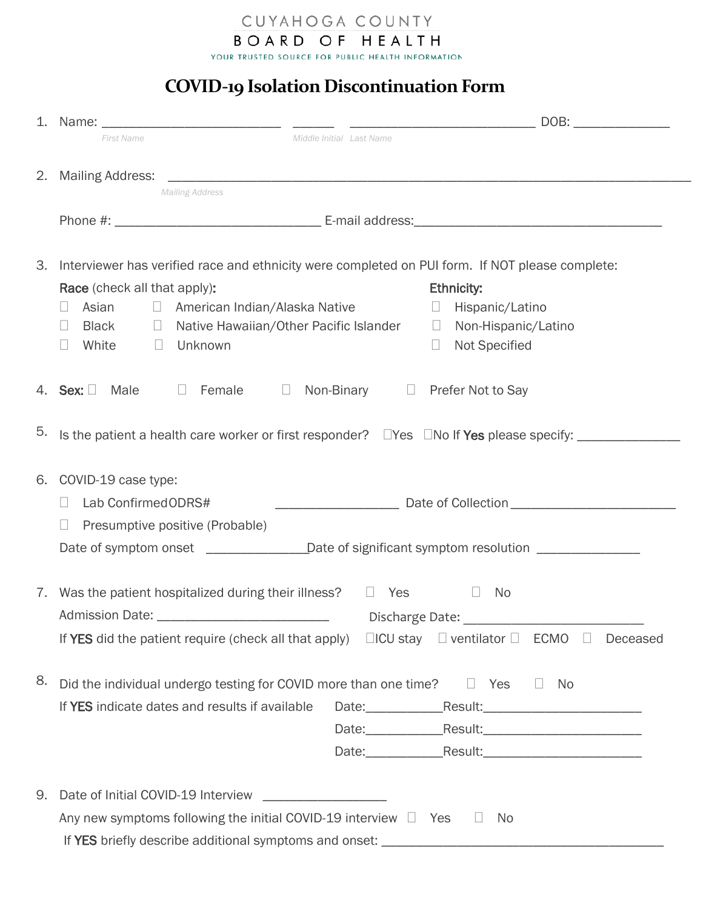CUYAHOGA COUNTY
BOARD OF HEALTH
YOUR TRUSTED SOURCE FOR PUBLIC HEALTH INFORMATION

# COVID-19 Isolation Discontinuation Form

1. Name: __________________________ ______ ___________________________ DOB: ______________
   *First Name* *Middle Initial* *Last Name*

2. Mailing Address: ___________________________________________________________________________
   *Mailing Address*

   Phone #: ______________________________ E-mail address:____________________________________

3. Interviewer has verified race and ethnicity were completed on PUI form. If NOT please complete:

   **Race** (check all that apply)**:**
   ☐ Asian ☐ American Indian/Alaska Native
   ☐ Black ☐ Native Hawaiian/Other Pacific Islander
   ☐ White ☐ Unknown

   **Ethnicity:**
   ☐ Hispanic/Latino
   ☐ Non-Hispanic/Latino
   ☐ Not Specified

4. **Sex:** ☐ Male ☐ Female ☐ Non-Binary ☐ Prefer Not to Say

5. Is the patient a health care worker or first responder? ☐Yes ☐No If **Yes** please specify: _______________

6. COVID-19 case type:
   ☐ Lab Confirmed ODRS# __________________ Date of Collection _________________________
   ☐ Presumptive positive (Probable)
   Date of symptom onset _______________ Date of significant symptom resolution _______________

7. Was the patient hospitalized during their illness? ☐ Yes ☐ No
   Admission Date: _________________________ Discharge Date: __________________________
   If **YES** did the patient require (check all that apply) ☐ICU stay ☐ ventilator ☐ ECMO ☐ Deceased

8. Did the individual undergo testing for COVID more than one time? ☐ Yes ☐ No
   If **YES** indicate dates and results if available
   Date:___________Result:_______________________
   Date:___________Result:_______________________
   Date:___________Result:_______________________

9. Date of Initial COVID-19 Interview __________________
   Any new symptoms following the initial COVID-19 interview ☐ Yes ☐ No
   If **YES** briefly describe additional symptoms and onset: __________________________________________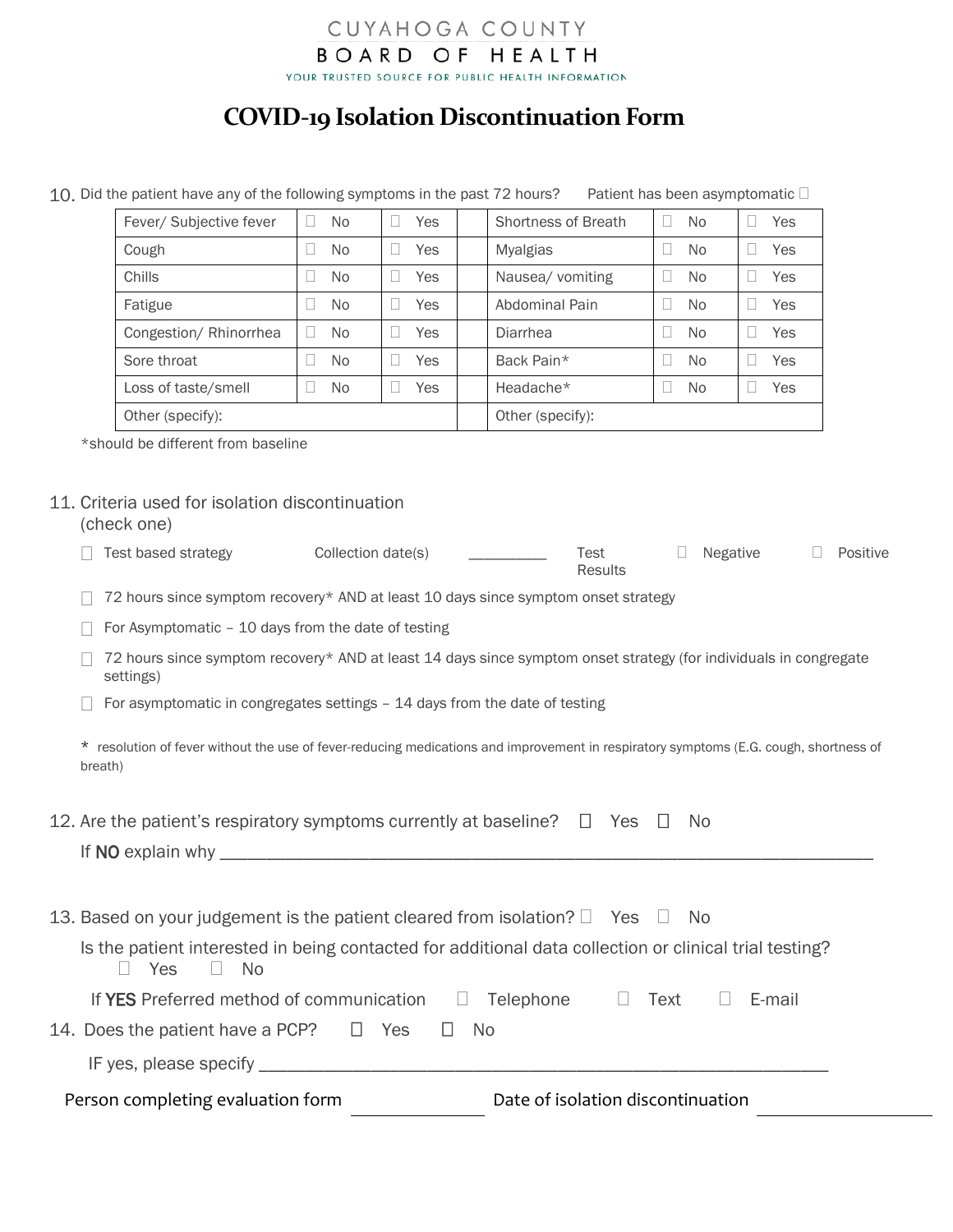CUYAHOGA COUNTY
BOARD OF HEALTH
YOUR TRUSTED SOURCE FOR PUBLIC HEALTH INFORMATION

# COVID-19 Isolation Discontinuation Form

10. Did the patient have any of the following symptoms in the past 72 hours? Patient has been asymptomatic ☐

| | | | | | | |
|---|---|---|---|---|---|---|
| Fever/ Subjective fever | ☐ No | ☐ Yes | | Shortness of Breath | ☐ No | ☐ Yes |
| Cough | ☐ No | ☐ Yes | | Myalgias | ☐ No | ☐ Yes |
| Chills | ☐ No | ☐ Yes | | Nausea/ vomiting | ☐ No | ☐ Yes |
| Fatigue | ☐ No | ☐ Yes | | Abdominal Pain | ☐ No | ☐ Yes |
| Congestion/ Rhinorrhea | ☐ No | ☐ Yes | | Diarrhea | ☐ No | ☐ Yes |
| Sore throat | ☐ No | ☐ Yes | | Back Pain* | ☐ No | ☐ Yes |
| Loss of taste/smell | ☐ No | ☐ Yes | | Headache* | ☐ No | ☐ Yes |
| Other (specify): | | | | Other (specify): | | |

*should be different from baseline

11. Criteria used for isolation discontinuation (check one)

☐ Test based strategy Collection date(s) __________ Test Results ☐ Negative ☐ Positive

☐ 72 hours since symptom recovery* AND at least 10 days since symptom onset strategy

☐ For Asymptomatic – 10 days from the date of testing

☐ 72 hours since symptom recovery* AND at least 14 days since symptom onset strategy (for individuals in congregate settings)

☐ For asymptomatic in congregates settings – 14 days from the date of testing

* resolution of fever without the use of fever-reducing medications and improvement in respiratory symptoms (E.G. cough, shortness of breath)

12. Are the patient's respiratory symptoms currently at baseline? ☐ Yes ☐ No

If **NO** explain why ______________________________________________________________________

13. Based on your judgement is the patient cleared from isolation? ☐ Yes ☐ No

Is the patient interested in being contacted for additional data collection or clinical trial testing? ☐ Yes ☐ No

If **YES** Preferred method of communication ☐ Telephone ☐ Text ☐ E-mail

14. Does the patient have a PCP? ☐ Yes ☐ No

IF yes, please specify ______________________________________________________________

Person completing evaluation form ______________ Date of isolation discontinuation ______________